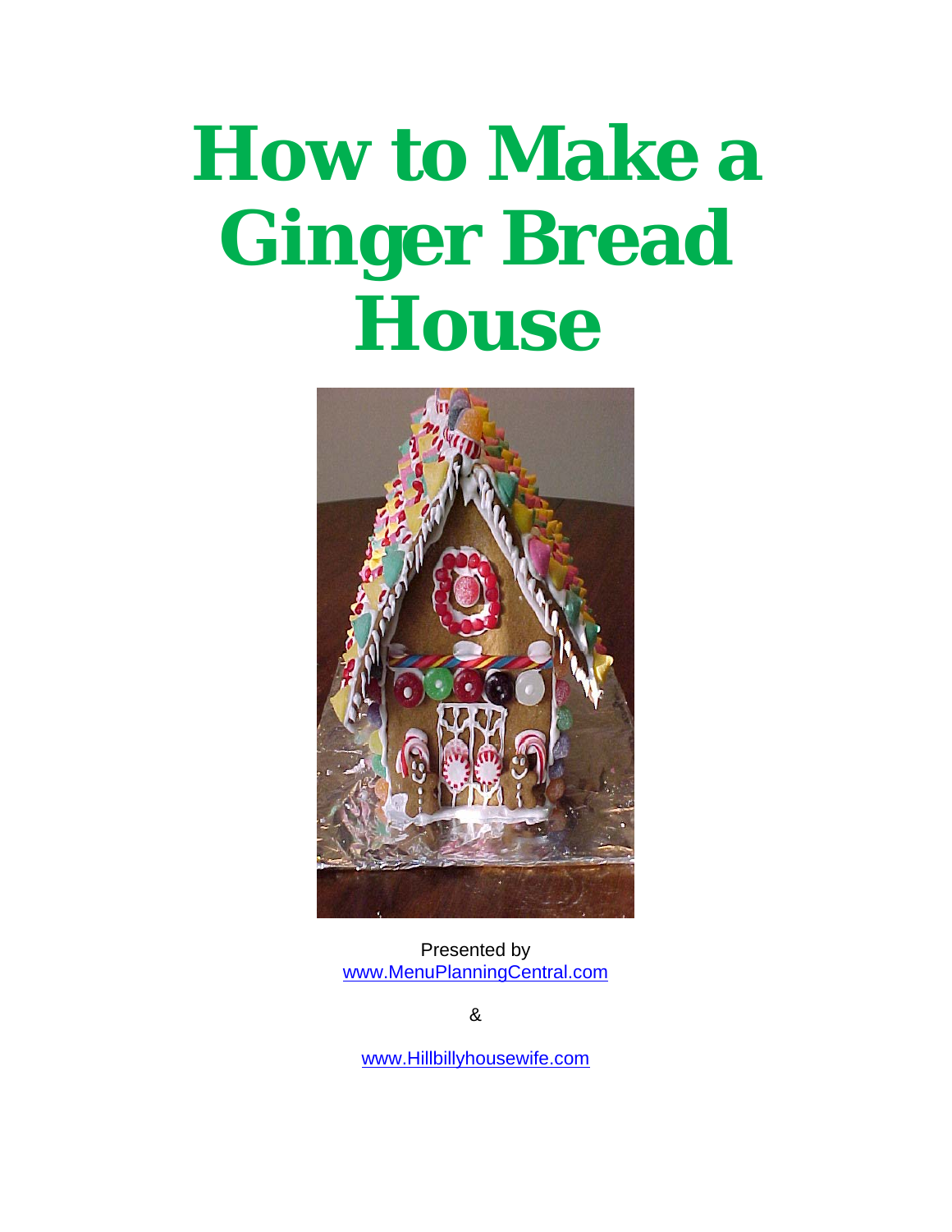# How to Make a Ginger Bread House

Presented by
www.MenuPlanningCentral.com

&

www.Hillbillyhousewife.com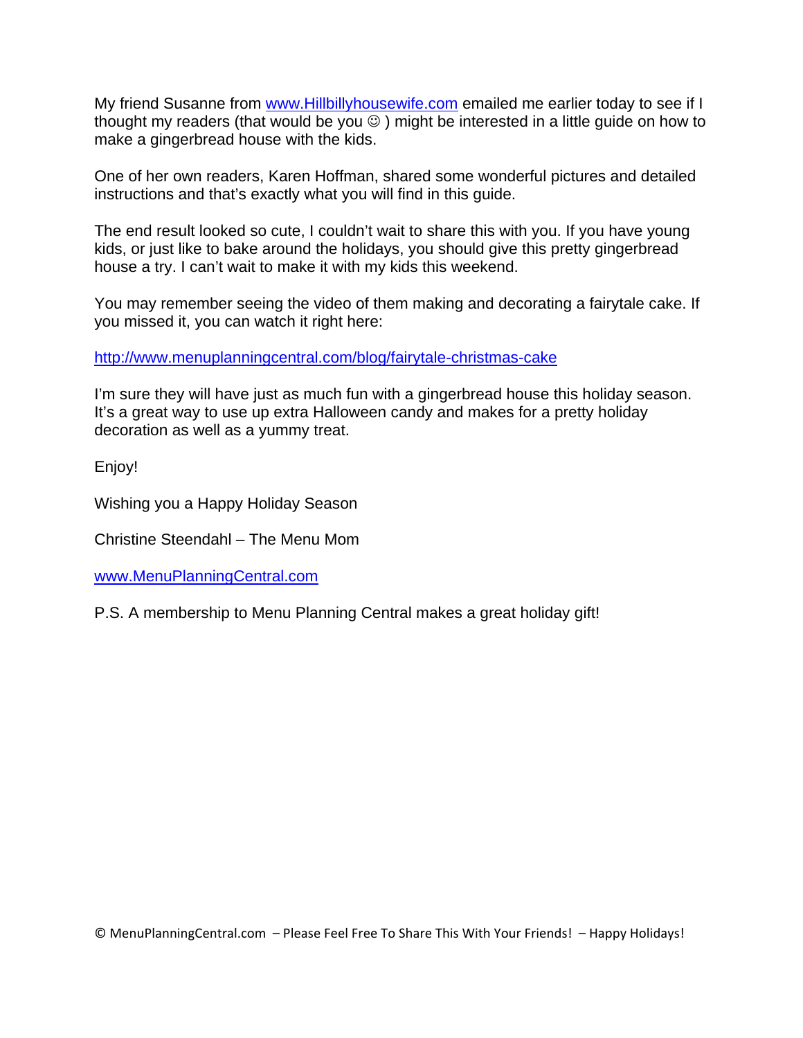My friend Susanne from [www.Hillbillyhousewife.com](http://www.Hillbillyhousewife.com) emailed me earlier today to see if I thought my readers (that would be you ☺ ) might be interested in a little guide on how to make a gingerbread house with the kids.

One of her own readers, Karen Hoffman, shared some wonderful pictures and detailed instructions and that's exactly what you will find in this guide.

The end result looked so cute, I couldn't wait to share this with you. If you have young kids, or just like to bake around the holidays, you should give this pretty gingerbread house a try. I can't wait to make it with my kids this weekend.

You may remember seeing the video of them making and decorating a fairytale cake. If you missed it, you can watch it right here:

[http://www.menuplanningcentral.com/blog/fairytale-christmas-cake](http://www.menuplanningcentral.com/blog/fairytale-christmas-cake)

I'm sure they will have just as much fun with a gingerbread house this holiday season. It's a great way to use up extra Halloween candy and makes for a pretty holiday decoration as well as a yummy treat.

Enjoy!

Wishing you a Happy Holiday Season

Christine Steendahl – The Menu Mom

[www.MenuPlanningCentral.com](http://www.MenuPlanningCentral.com)

P.S. A membership to Menu Planning Central makes a great holiday gift!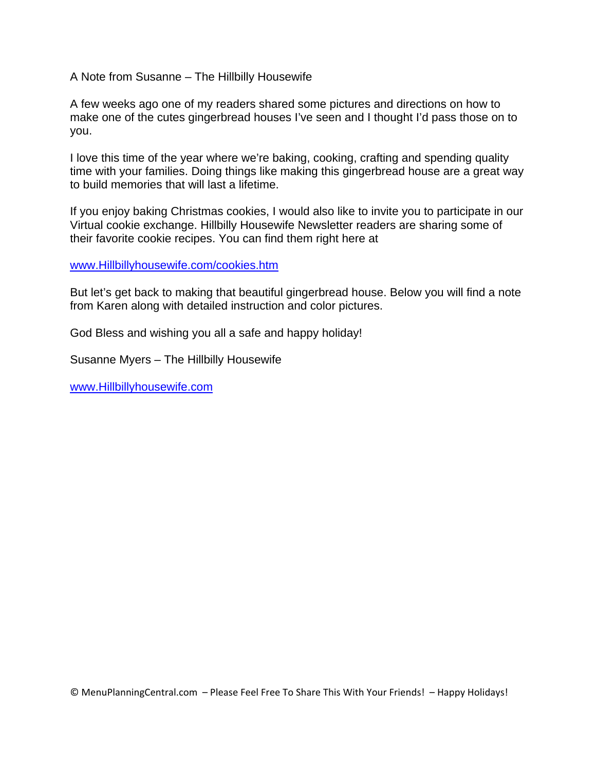A Note from Susanne – The Hillbilly Housewife

A few weeks ago one of my readers shared some pictures and directions on how to make one of the cutes gingerbread houses I've seen and I thought I'd pass those on to you.

I love this time of the year where we're baking, cooking, crafting and spending quality time with your families. Doing things like making this gingerbread house are a great way to build memories that will last a lifetime.

If you enjoy baking Christmas cookies, I would also like to invite you to participate in our Virtual cookie exchange. Hillbilly Housewife Newsletter readers are sharing some of their favorite cookie recipes. You can find them right here at

[www.Hillbillyhousewife.com/cookies.htm](http://www.Hillbillyhousewife.com/cookies.htm)

But let's get back to making that beautiful gingerbread house. Below you will find a note from Karen along with detailed instruction and color pictures.

God Bless and wishing you all a safe and happy holiday!

Susanne Myers – The Hillbilly Housewife

[www.Hillbillyhousewife.com](http://www.Hillbillyhousewife.com)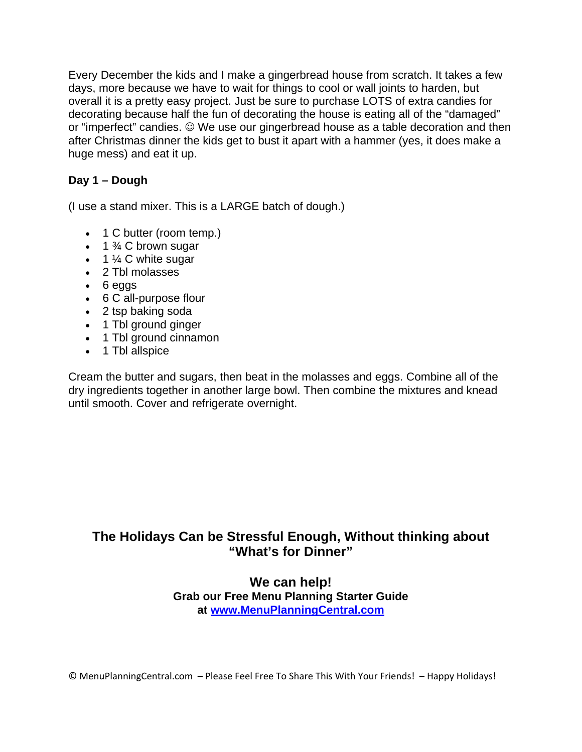Every December the kids and I make a gingerbread house from scratch. It takes a few days, more because we have to wait for things to cool or wall joints to harden, but overall it is a pretty easy project. Just be sure to purchase LOTS of extra candies for decorating because half the fun of decorating the house is eating all of the "damaged" or "imperfect" candies. ☺ We use our gingerbread house as a table decoration and then after Christmas dinner the kids get to bust it apart with a hammer (yes, it does make a huge mess) and eat it up.

**Day 1 – Dough**

(I use a stand mixer. This is a LARGE batch of dough.)

- 1 C butter (room temp.)
- 1 ¾ C brown sugar
- 1 ¼ C white sugar
- 2 Tbl molasses
- 6 eggs
- 6 C all-purpose flour
- 2 tsp baking soda
- 1 Tbl ground ginger
- 1 Tbl ground cinnamon
- 1 Tbl allspice

Cream the butter and sugars, then beat in the molasses and eggs. Combine all of the dry ingredients together in another large bowl. Then combine the mixtures and knead until smooth. Cover and refrigerate overnight.

**The Holidays Can be Stressful Enough, Without thinking about "What's for Dinner"**

**We can help!**
**Grab our Free Menu Planning Starter Guide at [www.MenuPlanningCentral.com](http://www.MenuPlanningCentral.com)**

© MenuPlanningCentral.com – Please Feel Free To Share This With Your Friends! – Happy Holidays!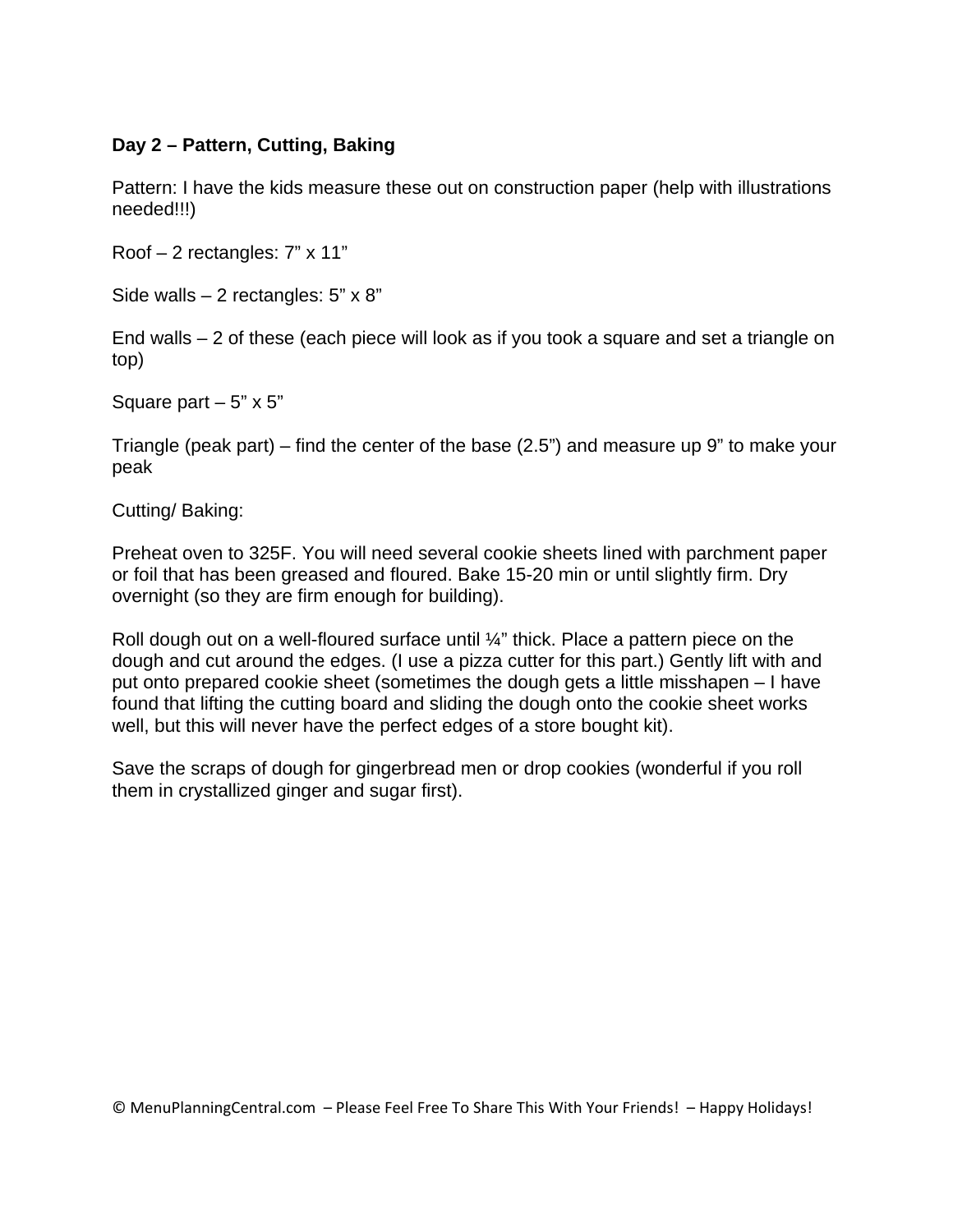**Day 2 – Pattern, Cutting, Baking**

Pattern: I have the kids measure these out on construction paper (help with illustrations needed!!!)

Roof – 2 rectangles: 7" x 11"

Side walls – 2 rectangles: 5" x 8"

End walls – 2 of these (each piece will look as if you took a square and set a triangle on top)

Square part – 5" x 5"

Triangle (peak part) – find the center of the base (2.5") and measure up 9" to make your peak

Cutting/ Baking:

Preheat oven to 325F. You will need several cookie sheets lined with parchment paper or foil that has been greased and floured. Bake 15-20 min or until slightly firm. Dry overnight (so they are firm enough for building).

Roll dough out on a well-floured surface until ¼" thick. Place a pattern piece on the dough and cut around the edges. (I use a pizza cutter for this part.) Gently lift with and put onto prepared cookie sheet (sometimes the dough gets a little misshapen – I have found that lifting the cutting board and sliding the dough onto the cookie sheet works well, but this will never have the perfect edges of a store bought kit).

Save the scraps of dough for gingerbread men or drop cookies (wonderful if you roll them in crystallized ginger and sugar first).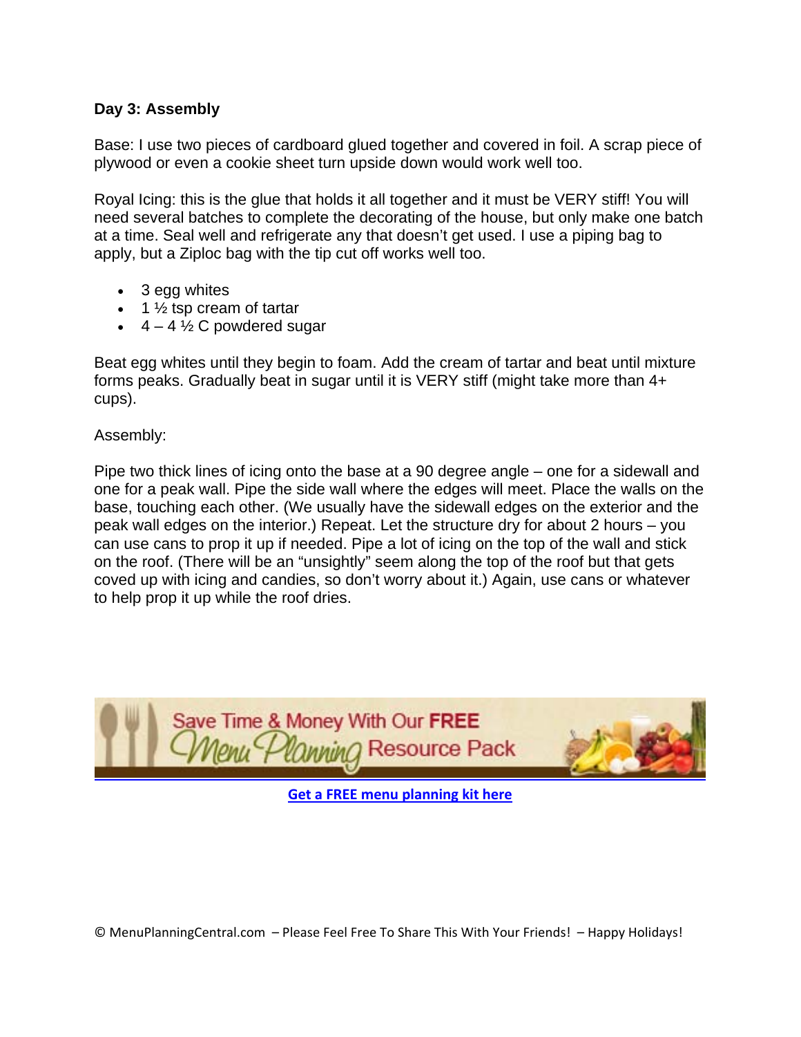**Day 3: Assembly**

Base: I use two pieces of cardboard glued together and covered in foil. A scrap piece of plywood or even a cookie sheet turn upside down would work well too.

Royal Icing: this is the glue that holds it all together and it must be VERY stiff! You will need several batches to complete the decorating of the house, but only make one batch at a time. Seal well and refrigerate any that doesn't get used. I use a piping bag to apply, but a Ziploc bag with the tip cut off works well too.

- 3 egg whites
- 1 ½ tsp cream of tartar
- 4 – 4 ½ C powdered sugar

Beat egg whites until they begin to foam. Add the cream of tartar and beat until mixture forms peaks. Gradually beat in sugar until it is VERY stiff (might take more than 4+ cups).

Assembly:

Pipe two thick lines of icing onto the base at a 90 degree angle – one for a sidewall and one for a peak wall. Pipe the side wall where the edges will meet. Place the walls on the base, touching each other. (We usually have the sidewall edges on the exterior and the peak wall edges on the interior.) Repeat. Let the structure dry for about 2 hours – you can use cans to prop it up if needed. Pipe a lot of icing on the top of the wall and stick on the roof. (There will be an "unsightly" seem along the top of the roof but that gets coved up with icing and candies, so don't worry about it.) Again, use cans or whatever to help prop it up while the roof dries.

Save Time & Money With Our FREE Menu Planning Resource Pack

Get a FREE menu planning kit here

© MenuPlanningCentral.com – Please Feel Free To Share This With Your Friends! – Happy Holidays!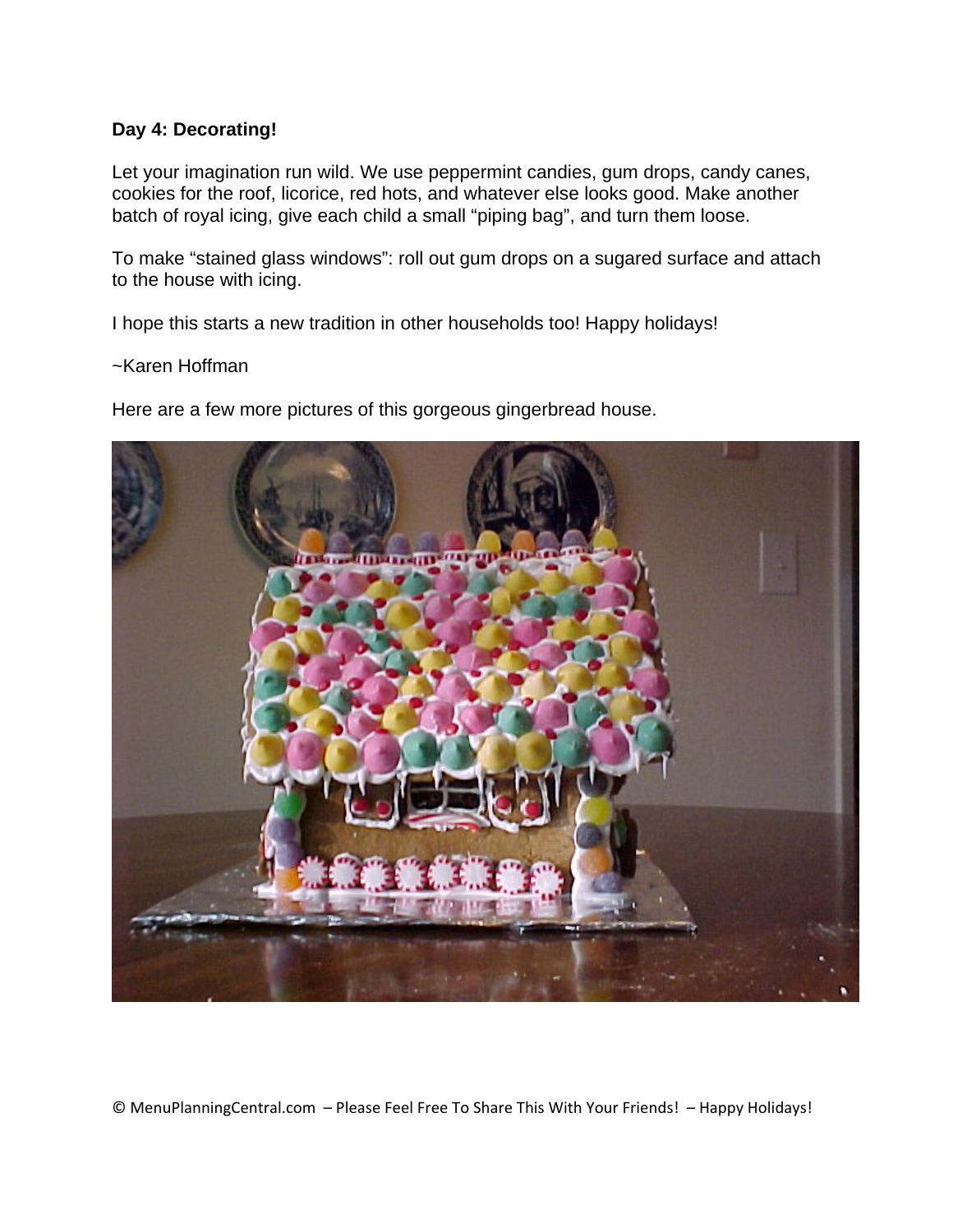**Day 4: Decorating!**

Let your imagination run wild. We use peppermint candies, gum drops, candy canes, cookies for the roof, licorice, red hots, and whatever else looks good. Make another batch of royal icing, give each child a small “piping bag”, and turn them loose.

To make “stained glass windows”: roll out gum drops on a sugared surface and attach to the house with icing.

I hope this starts a new tradition in other households too! Happy holidays!

~Karen Hoffman

Here are a few more pictures of this gorgeous gingerbread house.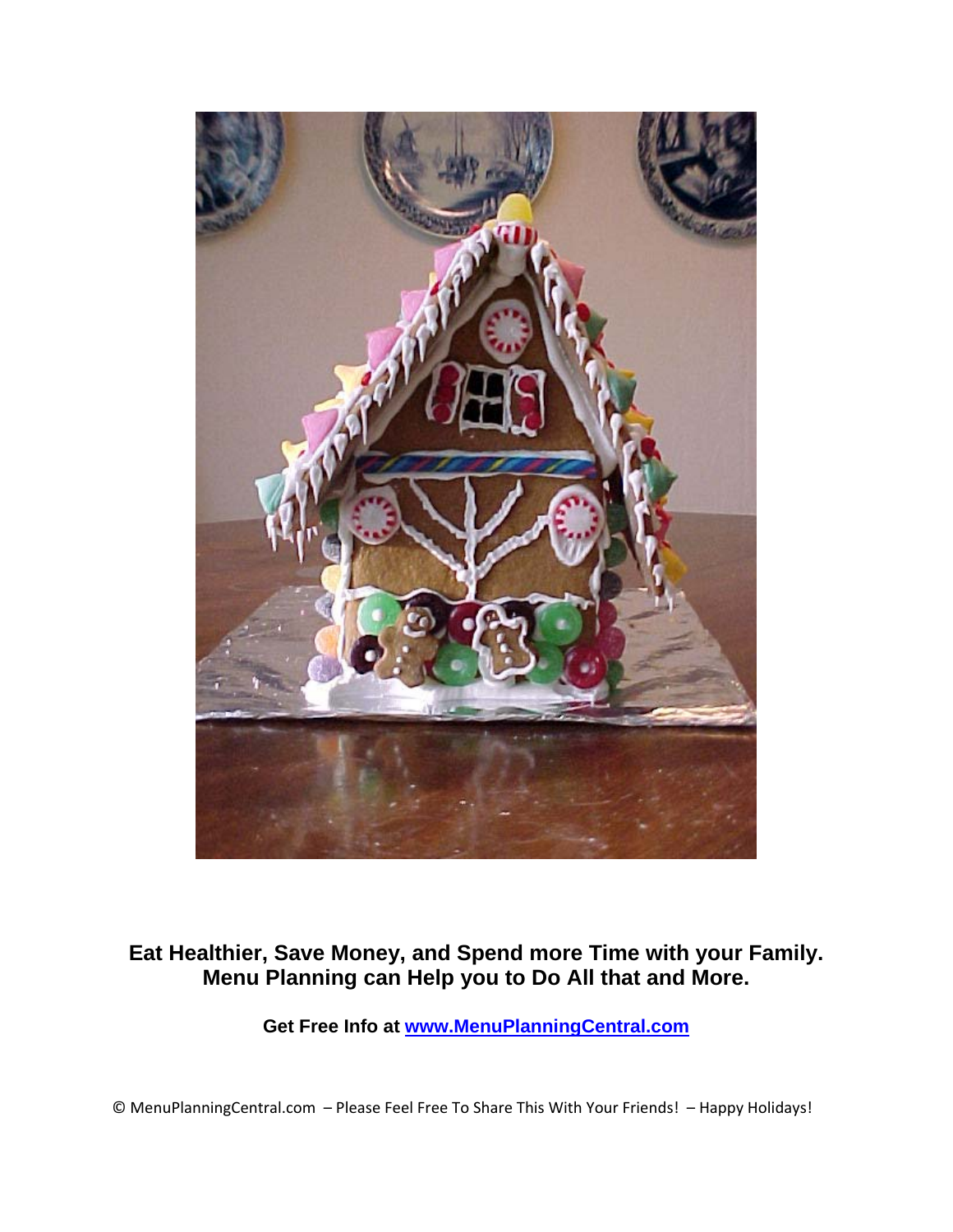**Eat Healthier, Save Money, and Spend more Time with your Family. Menu Planning can Help you to Do All that and More.**

**Get Free Info at [www.MenuPlanningCentral.com](http://www.MenuPlanningCentral.com)**

© MenuPlanningCentral.com – Please Feel Free To Share This With Your Friends! – Happy Holidays!